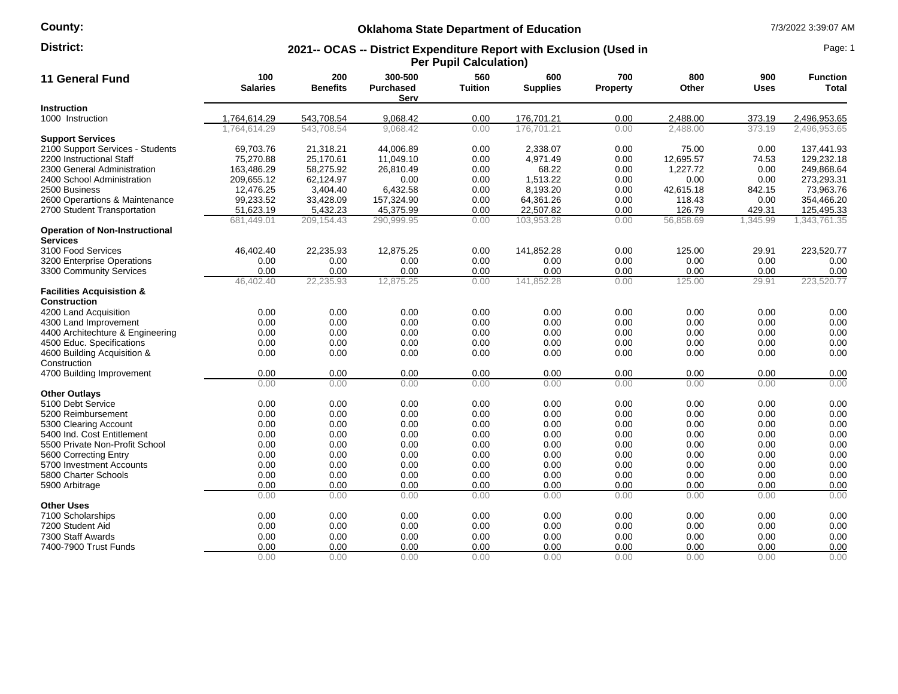**County:**

**District:**

# Oklahoma State Department of Education

## 2021-- OCAS -- District Expenditure Report with Exclusion (Used in Per Pupil Calculation)

7/3/2022 3:39:07 AM

| 11 General Fund | 100 Salaries | 200 Benefits | 300-500 Purchased Serv | 560 Tuition | 600 Supplies | 700 Property | 800 Other | 900 Uses | Function Total |
|---|---|---|---|---|---|---|---|---|---|
| **Instruction** | | | | | | | | | |
| 1000 Instruction | 1,764,614.29 | 543,708.54 | 9,068.42 | 0.00 | 176,701.21 | 0.00 | 2,488.00 | 373.19 | 2,496,953.65 |
| | 1,764,614.29 | 543,708.54 | 9,068.42 | 0.00 | 176,701.21 | 0.00 | 2,488.00 | 373.19 | 2,496,953.65 |
| **Support Services** | | | | | | | | | |
| 2100 Support Services - Students | 69,703.76 | 21,318.21 | 44,006.89 | 0.00 | 2,338.07 | 0.00 | 75.00 | 0.00 | 137,441.93 |
| 2200 Instructional Staff | 75,270.88 | 25,170.61 | 11,049.10 | 0.00 | 4,971.49 | 0.00 | 12,695.57 | 74.53 | 129,232.18 |
| 2300 General Administration | 163,486.29 | 58,275.92 | 26,810.49 | 0.00 | 68.22 | 0.00 | 1,227.72 | 0.00 | 249,868.64 |
| 2400 School Administration | 209,655.12 | 62,124.97 | 0.00 | 0.00 | 1,513.22 | 0.00 | 0.00 | 0.00 | 273,293.31 |
| 2500 Business | 12,476.25 | 3,404.40 | 6,432.58 | 0.00 | 8,193.20 | 0.00 | 42,615.18 | 842.15 | 73,963.76 |
| 2600 Operartions & Maintenance | 99,233.52 | 33,428.09 | 157,324.90 | 0.00 | 64,361.26 | 0.00 | 118.43 | 0.00 | 354,466.20 |
| 2700 Student Transportation | 51,623.19 | 5,432.23 | 45,375.99 | 0.00 | 22,507.82 | 0.00 | 126.79 | 429.31 | 125,495.33 |
| | 681,449.01 | 209,154.43 | 290,999.95 | 0.00 | 103,953.28 | 0.00 | 56,858.69 | 1,345.99 | 1,343,761.35 |
| **Operation of Non-Instructional Services** | | | | | | | | | |
| 3100 Food Services | 46,402.40 | 22,235.93 | 12,875.25 | 0.00 | 141,852.28 | 0.00 | 125.00 | 29.91 | 223,520.77 |
| 3200 Enterprise Operations | 0.00 | 0.00 | 0.00 | 0.00 | 0.00 | 0.00 | 0.00 | 0.00 | 0.00 |
| 3300 Community Services | 0.00 | 0.00 | 0.00 | 0.00 | 0.00 | 0.00 | 0.00 | 0.00 | 0.00 |
| | 46,402.40 | 22,235.93 | 12,875.25 | 0.00 | 141,852.28 | 0.00 | 125.00 | 29.91 | 223,520.77 |
| **Facilities Acquisistion & Construction** | | | | | | | | | |
| 4200 Land Acquisition | 0.00 | 0.00 | 0.00 | 0.00 | 0.00 | 0.00 | 0.00 | 0.00 | 0.00 |
| 4300 Land Improvement | 0.00 | 0.00 | 0.00 | 0.00 | 0.00 | 0.00 | 0.00 | 0.00 | 0.00 |
| 4400 Architechture & Engineering | 0.00 | 0.00 | 0.00 | 0.00 | 0.00 | 0.00 | 0.00 | 0.00 | 0.00 |
| 4500 Educ. Specifications | 0.00 | 0.00 | 0.00 | 0.00 | 0.00 | 0.00 | 0.00 | 0.00 | 0.00 |
| 4600 Building Acquisition & Construction | 0.00 | 0.00 | 0.00 | 0.00 | 0.00 | 0.00 | 0.00 | 0.00 | 0.00 |
| 4700 Building Improvement | 0.00 | 0.00 | 0.00 | 0.00 | 0.00 | 0.00 | 0.00 | 0.00 | 0.00 |
| | 0.00 | 0.00 | 0.00 | 0.00 | 0.00 | 0.00 | 0.00 | 0.00 | 0.00 |
| **Other Outlays** | | | | | | | | | |
| 5100 Debt Service | 0.00 | 0.00 | 0.00 | 0.00 | 0.00 | 0.00 | 0.00 | 0.00 | 0.00 |
| 5200 Reimbursement | 0.00 | 0.00 | 0.00 | 0.00 | 0.00 | 0.00 | 0.00 | 0.00 | 0.00 |
| 5300 Clearing Account | 0.00 | 0.00 | 0.00 | 0.00 | 0.00 | 0.00 | 0.00 | 0.00 | 0.00 |
| 5400 Ind. Cost Entitlement | 0.00 | 0.00 | 0.00 | 0.00 | 0.00 | 0.00 | 0.00 | 0.00 | 0.00 |
| 5500 Private Non-Profit School | 0.00 | 0.00 | 0.00 | 0.00 | 0.00 | 0.00 | 0.00 | 0.00 | 0.00 |
| 5600 Correcting Entry | 0.00 | 0.00 | 0.00 | 0.00 | 0.00 | 0.00 | 0.00 | 0.00 | 0.00 |
| 5700 Investment Accounts | 0.00 | 0.00 | 0.00 | 0.00 | 0.00 | 0.00 | 0.00 | 0.00 | 0.00 |
| 5800 Charter Schools | 0.00 | 0.00 | 0.00 | 0.00 | 0.00 | 0.00 | 0.00 | 0.00 | 0.00 |
| 5900 Arbitrage | 0.00 | 0.00 | 0.00 | 0.00 | 0.00 | 0.00 | 0.00 | 0.00 | 0.00 |
| | 0.00 | 0.00 | 0.00 | 0.00 | 0.00 | 0.00 | 0.00 | 0.00 | 0.00 |
| **Other Uses** | | | | | | | | | |
| 7100 Scholarships | 0.00 | 0.00 | 0.00 | 0.00 | 0.00 | 0.00 | 0.00 | 0.00 | 0.00 |
| 7200 Student Aid | 0.00 | 0.00 | 0.00 | 0.00 | 0.00 | 0.00 | 0.00 | 0.00 | 0.00 |
| 7300 Staff Awards | 0.00 | 0.00 | 0.00 | 0.00 | 0.00 | 0.00 | 0.00 | 0.00 | 0.00 |
| 7400-7900 Trust Funds | 0.00 | 0.00 | 0.00 | 0.00 | 0.00 | 0.00 | 0.00 | 0.00 | 0.00 |
| | 0.00 | 0.00 | 0.00 | 0.00 | 0.00 | 0.00 | 0.00 | 0.00 | 0.00 |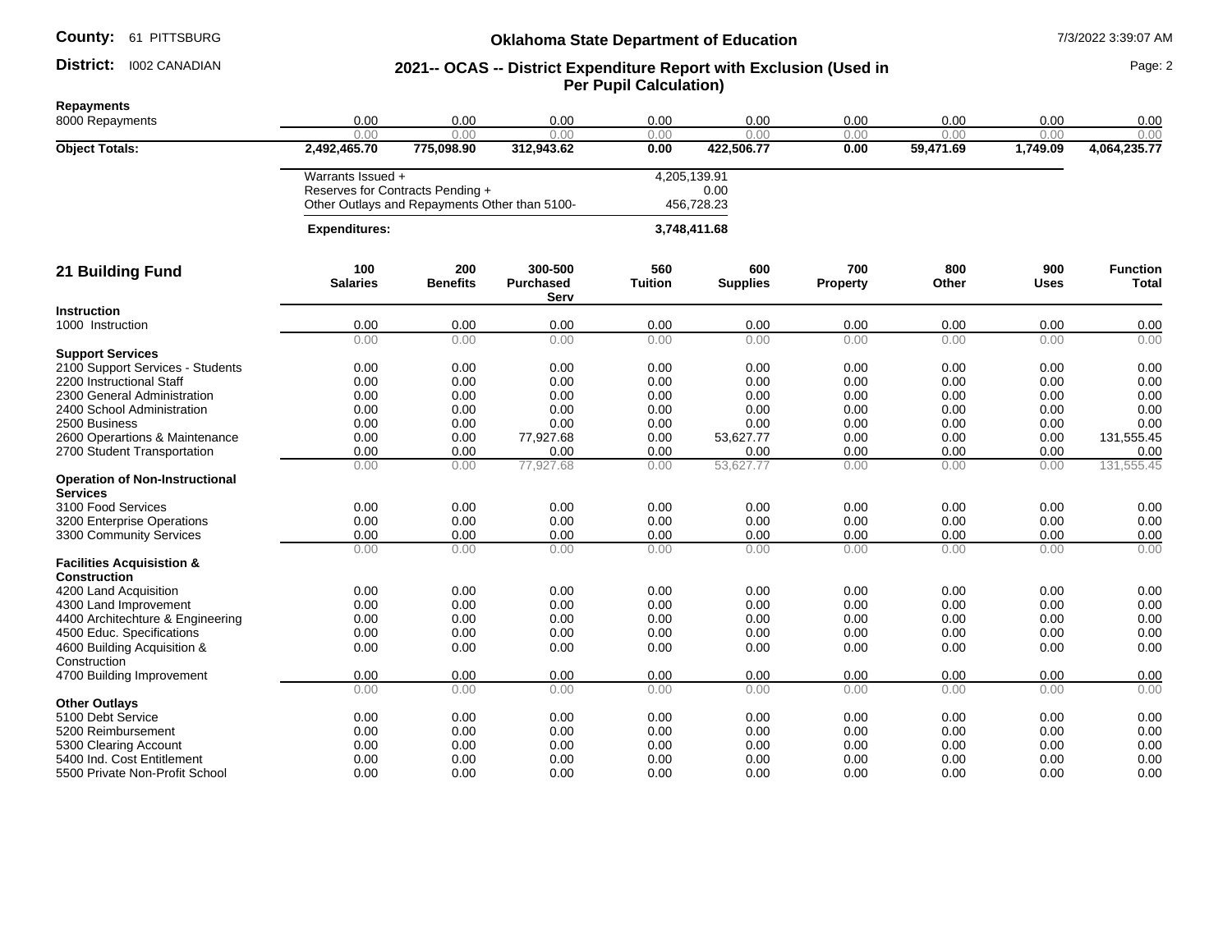**County:** 61 PITTSBURG

**District:** I002 CANADIAN

## Oklahoma State Department of Education

### 2021-- OCAS -- District Expenditure Report with Exclusion (Used in Per Pupil Calculation)

| | 100 Salaries | 200 Benefits | 300-500 Purchased Serv | 560 Tuition | 600 Supplies | 700 Property | 800 Other | 900 Uses | Function Total |
|---|---|---|---|---|---|---|---|---|---|
| **Repayments** | | | | | | | | | |
| 8000 Repayments | 0.00 | 0.00 | 0.00 | 0.00 | 0.00 | 0.00 | 0.00 | 0.00 | 0.00 |
| | 0.00 | 0.00 | 0.00 | 0.00 | 0.00 | 0.00 | 0.00 | 0.00 | 0.00 |
| **Object Totals:** | **2,492,465.70** | **775,098.90** | **312,943.62** | **0.00** | **422,506.77** | **0.00** | **59,471.69** | **1,749.09** | **4,064,235.77** |

| | |
|---|---|
| Warrants Issued + | 4,205,139.91 |
| Reserves for Contracts Pending + | 0.00 |
| Other Outlays and Repayments Other than 5100- | 456,728.23 |
| **Expenditures:** | **3,748,411.68** |

## 21 Building Fund

| | 100 Salaries | 200 Benefits | 300-500 Purchased Serv | 560 Tuition | 600 Supplies | 700 Property | 800 Other | 900 Uses | Function Total |
|---|---|---|---|---|---|---|---|---|---|
| **Instruction** | | | | | | | | | |
| 1000 Instruction | 0.00 | 0.00 | 0.00 | 0.00 | 0.00 | 0.00 | 0.00 | 0.00 | 0.00 |
| | 0.00 | 0.00 | 0.00 | 0.00 | 0.00 | 0.00 | 0.00 | 0.00 | 0.00 |
| **Support Services** | | | | | | | | | |
| 2100 Support Services - Students | 0.00 | 0.00 | 0.00 | 0.00 | 0.00 | 0.00 | 0.00 | 0.00 | 0.00 |
| 2200 Instructional Staff | 0.00 | 0.00 | 0.00 | 0.00 | 0.00 | 0.00 | 0.00 | 0.00 | 0.00 |
| 2300 General Administration | 0.00 | 0.00 | 0.00 | 0.00 | 0.00 | 0.00 | 0.00 | 0.00 | 0.00 |
| 2400 School Administration | 0.00 | 0.00 | 0.00 | 0.00 | 0.00 | 0.00 | 0.00 | 0.00 | 0.00 |
| 2500 Business | 0.00 | 0.00 | 0.00 | 0.00 | 0.00 | 0.00 | 0.00 | 0.00 | 0.00 |
| 2600 Operartions & Maintenance | 0.00 | 0.00 | 77,927.68 | 0.00 | 53,627.77 | 0.00 | 0.00 | 0.00 | 131,555.45 |
| 2700 Student Transportation | 0.00 | 0.00 | 0.00 | 0.00 | 0.00 | 0.00 | 0.00 | 0.00 | 0.00 |
| | 0.00 | 0.00 | 77,927.68 | 0.00 | 53,627.77 | 0.00 | 0.00 | 0.00 | 131,555.45 |
| **Operation of Non-Instructional Services** | | | | | | | | | |
| 3100 Food Services | 0.00 | 0.00 | 0.00 | 0.00 | 0.00 | 0.00 | 0.00 | 0.00 | 0.00 |
| 3200 Enterprise Operations | 0.00 | 0.00 | 0.00 | 0.00 | 0.00 | 0.00 | 0.00 | 0.00 | 0.00 |
| 3300 Community Services | 0.00 | 0.00 | 0.00 | 0.00 | 0.00 | 0.00 | 0.00 | 0.00 | 0.00 |
| | 0.00 | 0.00 | 0.00 | 0.00 | 0.00 | 0.00 | 0.00 | 0.00 | 0.00 |
| **Facilities Acquisition & Construction** | | | | | | | | | |
| 4200 Land Acquisition | 0.00 | 0.00 | 0.00 | 0.00 | 0.00 | 0.00 | 0.00 | 0.00 | 0.00 |
| 4300 Land Improvement | 0.00 | 0.00 | 0.00 | 0.00 | 0.00 | 0.00 | 0.00 | 0.00 | 0.00 |
| 4400 Architechture & Engineering | 0.00 | 0.00 | 0.00 | 0.00 | 0.00 | 0.00 | 0.00 | 0.00 | 0.00 |
| 4500 Educ. Specifications | 0.00 | 0.00 | 0.00 | 0.00 | 0.00 | 0.00 | 0.00 | 0.00 | 0.00 |
| 4600 Building Acquisition & Construction | 0.00 | 0.00 | 0.00 | 0.00 | 0.00 | 0.00 | 0.00 | 0.00 | 0.00 |
| 4700 Building Improvement | 0.00 | 0.00 | 0.00 | 0.00 | 0.00 | 0.00 | 0.00 | 0.00 | 0.00 |
| | 0.00 | 0.00 | 0.00 | 0.00 | 0.00 | 0.00 | 0.00 | 0.00 | 0.00 |
| **Other Outlays** | | | | | | | | | |
| 5100 Debt Service | 0.00 | 0.00 | 0.00 | 0.00 | 0.00 | 0.00 | 0.00 | 0.00 | 0.00 |
| 5200 Reimbursement | 0.00 | 0.00 | 0.00 | 0.00 | 0.00 | 0.00 | 0.00 | 0.00 | 0.00 |
| 5300 Clearing Account | 0.00 | 0.00 | 0.00 | 0.00 | 0.00 | 0.00 | 0.00 | 0.00 | 0.00 |
| 5400 Ind. Cost Entitlement | 0.00 | 0.00 | 0.00 | 0.00 | 0.00 | 0.00 | 0.00 | 0.00 | 0.00 |
| 5500 Private Non-Profit School | 0.00 | 0.00 | 0.00 | 0.00 | 0.00 | 0.00 | 0.00 | 0.00 | 0.00 |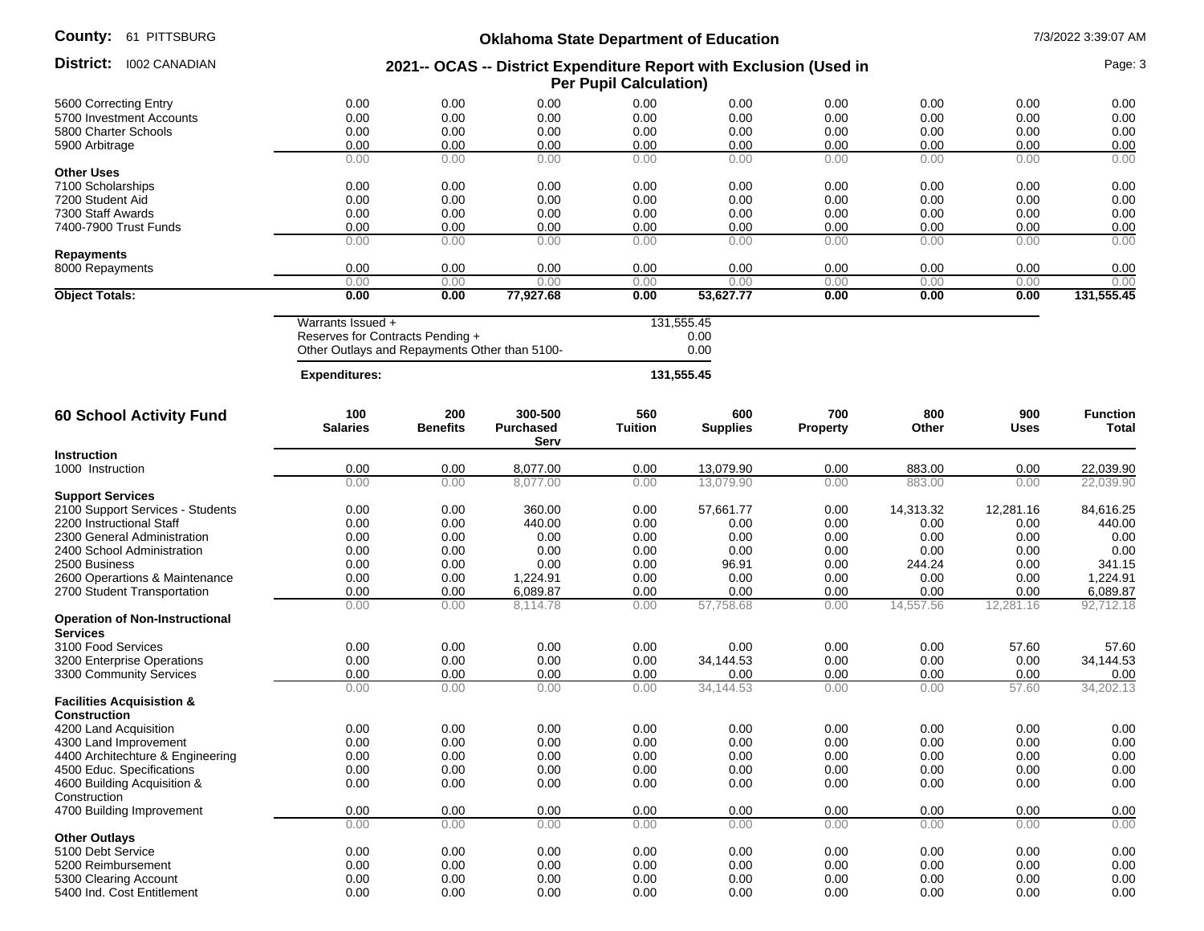| | | | | | | | | | |
|---|---|---|---|---|---|---|---|---|---|
| 5600 Correcting Entry | 0.00 | 0.00 | 0.00 | 0.00 | 0.00 | 0.00 | 0.00 | 0.00 | 0.00 |
| 5700 Investment Accounts | 0.00 | 0.00 | 0.00 | 0.00 | 0.00 | 0.00 | 0.00 | 0.00 | 0.00 |
| 5800 Charter Schools | 0.00 | 0.00 | 0.00 | 0.00 | 0.00 | 0.00 | 0.00 | 0.00 | 0.00 |
| 5900 Arbitrage | 0.00 | 0.00 | 0.00 | 0.00 | 0.00 | 0.00 | 0.00 | 0.00 | 0.00 |
| | 0.00 | 0.00 | 0.00 | 0.00 | 0.00 | 0.00 | 0.00 | 0.00 | 0.00 |
| **Other Uses** | | | | | | | | | |
| 7100 Scholarships | 0.00 | 0.00 | 0.00 | 0.00 | 0.00 | 0.00 | 0.00 | 0.00 | 0.00 |
| 7200 Student Aid | 0.00 | 0.00 | 0.00 | 0.00 | 0.00 | 0.00 | 0.00 | 0.00 | 0.00 |
| 7300 Staff Awards | 0.00 | 0.00 | 0.00 | 0.00 | 0.00 | 0.00 | 0.00 | 0.00 | 0.00 |
| 7400-7900 Trust Funds | 0.00 | 0.00 | 0.00 | 0.00 | 0.00 | 0.00 | 0.00 | 0.00 | 0.00 |
| | 0.00 | 0.00 | 0.00 | 0.00 | 0.00 | 0.00 | 0.00 | 0.00 | 0.00 |
| **Repayments** | | | | | | | | | |
| 8000 Repayments | 0.00 | 0.00 | 0.00 | 0.00 | 0.00 | 0.00 | 0.00 | 0.00 | 0.00 |
| | 0.00 | 0.00 | 0.00 | 0.00 | 0.00 | 0.00 | 0.00 | 0.00 | 0.00 |
| **Object Totals:** | **0.00** | **0.00** | **77,927.68** | **0.00** | **53,627.77** | **0.00** | **0.00** | **0.00** | **131,555.45** |

| | |
|---|---|
| Warrants Issued + | 131,555.45 |
| Reserves for Contracts Pending + | 0.00 |
| Other Outlays and Repayments Other than 5100- | 0.00 |
| **Expenditures:** | **131,555.45** |

| **60 School Activity Fund** | **100 Salaries** | **200 Benefits** | **300-500 Purchased Serv** | **560 Tuition** | **600 Supplies** | **700 Property** | **800 Other** | **900 Uses** | **Function Total** |
|---|---|---|---|---|---|---|---|---|---|
| **Instruction** | | | | | | | | | |
| 1000 Instruction | 0.00 | 0.00 | 8,077.00 | 0.00 | 13,079.90 | 0.00 | 883.00 | 0.00 | 22,039.90 |
| | 0.00 | 0.00 | 8,077.00 | 0.00 | 13,079.90 | 0.00 | 883.00 | 0.00 | 22,039.90 |
| **Support Services** | | | | | | | | | |
| 2100 Support Services - Students | 0.00 | 0.00 | 360.00 | 0.00 | 57,661.77 | 0.00 | 14,313.32 | 12,281.16 | 84,616.25 |
| 2200 Instructional Staff | 0.00 | 0.00 | 440.00 | 0.00 | 0.00 | 0.00 | 0.00 | 0.00 | 440.00 |
| 2300 General Administration | 0.00 | 0.00 | 0.00 | 0.00 | 0.00 | 0.00 | 0.00 | 0.00 | 0.00 |
| 2400 School Administration | 0.00 | 0.00 | 0.00 | 0.00 | 0.00 | 0.00 | 0.00 | 0.00 | 0.00 |
| 2500 Business | 0.00 | 0.00 | 0.00 | 0.00 | 96.91 | 0.00 | 244.24 | 0.00 | 341.15 |
| 2600 Operartions & Maintenance | 0.00 | 0.00 | 1,224.91 | 0.00 | 0.00 | 0.00 | 0.00 | 0.00 | 1,224.91 |
| 2700 Student Transportation | 0.00 | 0.00 | 6,089.87 | 0.00 | 0.00 | 0.00 | 0.00 | 0.00 | 6,089.87 |
| | 0.00 | 0.00 | 8,114.78 | 0.00 | 57,758.68 | 0.00 | 14,557.56 | 12,281.16 | 92,712.18 |
| **Operation of Non-Instructional Services** | | | | | | | | | |
| 3100 Food Services | 0.00 | 0.00 | 0.00 | 0.00 | 0.00 | 0.00 | 0.00 | 57.60 | 57.60 |
| 3200 Enterprise Operations | 0.00 | 0.00 | 0.00 | 0.00 | 34,144.53 | 0.00 | 0.00 | 0.00 | 34,144.53 |
| 3300 Community Services | 0.00 | 0.00 | 0.00 | 0.00 | 0.00 | 0.00 | 0.00 | 0.00 | 0.00 |
| | 0.00 | 0.00 | 0.00 | 0.00 | 34,144.53 | 0.00 | 0.00 | 57.60 | 34,202.13 |
| **Facilities Acquisistion & Construction** | | | | | | | | | |
| 4200 Land Acquisition | 0.00 | 0.00 | 0.00 | 0.00 | 0.00 | 0.00 | 0.00 | 0.00 | 0.00 |
| 4300 Land Improvement | 0.00 | 0.00 | 0.00 | 0.00 | 0.00 | 0.00 | 0.00 | 0.00 | 0.00 |
| 4400 Architechture & Engineering | 0.00 | 0.00 | 0.00 | 0.00 | 0.00 | 0.00 | 0.00 | 0.00 | 0.00 |
| 4500 Educ. Specifications | 0.00 | 0.00 | 0.00 | 0.00 | 0.00 | 0.00 | 0.00 | 0.00 | 0.00 |
| 4600 Building Acquisition & Construction | 0.00 | 0.00 | 0.00 | 0.00 | 0.00 | 0.00 | 0.00 | 0.00 | 0.00 |
| 4700 Building Improvement | 0.00 | 0.00 | 0.00 | 0.00 | 0.00 | 0.00 | 0.00 | 0.00 | 0.00 |
| | 0.00 | 0.00 | 0.00 | 0.00 | 0.00 | 0.00 | 0.00 | 0.00 | 0.00 |
| **Other Outlays** | | | | | | | | | |
| 5100 Debt Service | 0.00 | 0.00 | 0.00 | 0.00 | 0.00 | 0.00 | 0.00 | 0.00 | 0.00 |
| 5200 Reimbursement | 0.00 | 0.00 | 0.00 | 0.00 | 0.00 | 0.00 | 0.00 | 0.00 | 0.00 |
| 5300 Clearing Account | 0.00 | 0.00 | 0.00 | 0.00 | 0.00 | 0.00 | 0.00 | 0.00 | 0.00 |
| 5400 Ind. Cost Entitlement | 0.00 | 0.00 | 0.00 | 0.00 | 0.00 | 0.00 | 0.00 | 0.00 | 0.00 |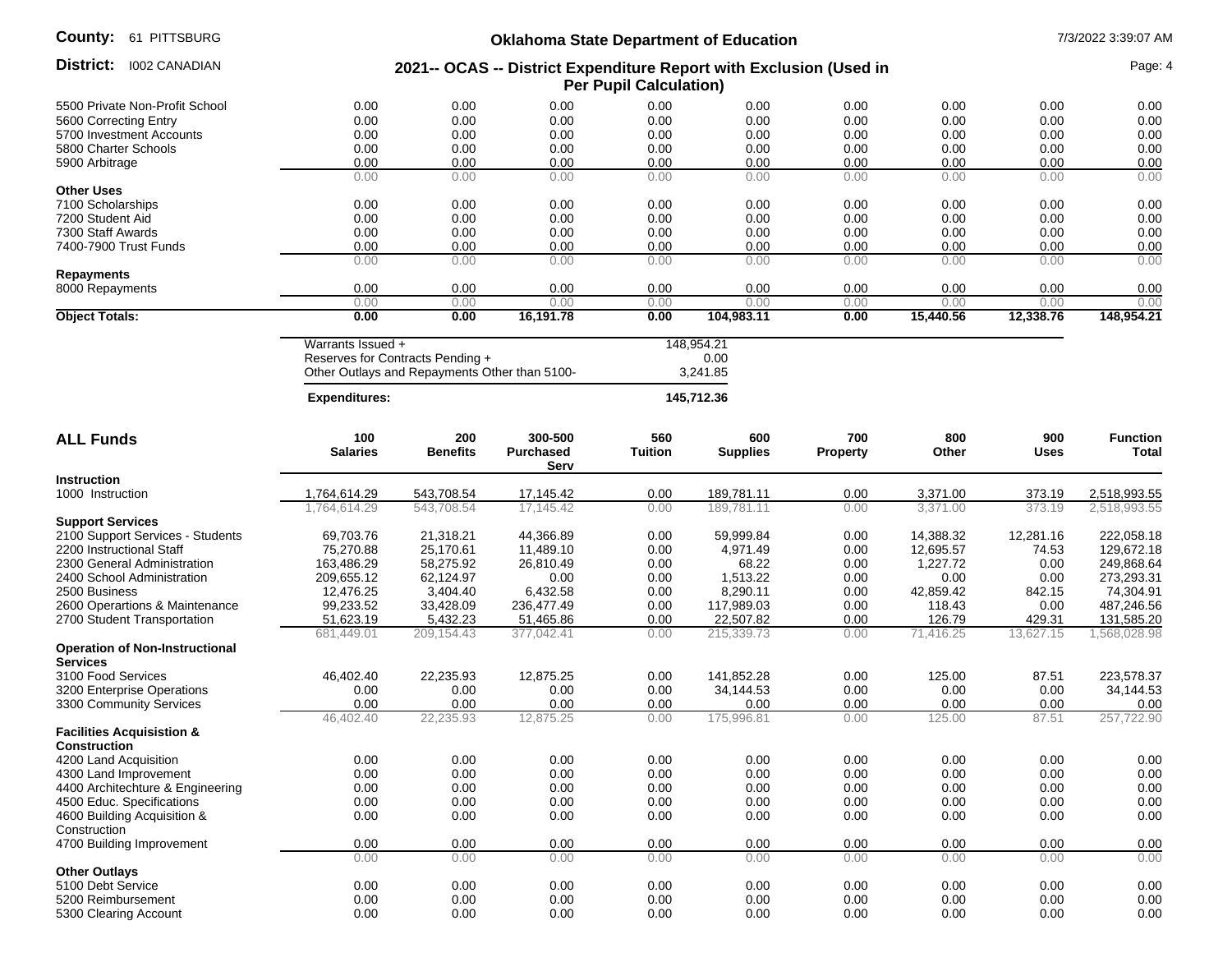| | | | | | | | | | |
|---|---|---|---|---|---|---|---|---|---|
| 5500 Private Non-Profit School | 0.00 | 0.00 | 0.00 | 0.00 | 0.00 | 0.00 | 0.00 | 0.00 | 0.00 |
| 5600 Correcting Entry | 0.00 | 0.00 | 0.00 | 0.00 | 0.00 | 0.00 | 0.00 | 0.00 | 0.00 |
| 5700 Investment Accounts | 0.00 | 0.00 | 0.00 | 0.00 | 0.00 | 0.00 | 0.00 | 0.00 | 0.00 |
| 5800 Charter Schools | 0.00 | 0.00 | 0.00 | 0.00 | 0.00 | 0.00 | 0.00 | 0.00 | 0.00 |
| 5900 Arbitrage | 0.00 | 0.00 | 0.00 | 0.00 | 0.00 | 0.00 | 0.00 | 0.00 | 0.00 |
| | 0.00 | 0.00 | 0.00 | 0.00 | 0.00 | 0.00 | 0.00 | 0.00 | 0.00 |
| **Other Uses** | | | | | | | | | |
| 7100 Scholarships | 0.00 | 0.00 | 0.00 | 0.00 | 0.00 | 0.00 | 0.00 | 0.00 | 0.00 |
| 7200 Student Aid | 0.00 | 0.00 | 0.00 | 0.00 | 0.00 | 0.00 | 0.00 | 0.00 | 0.00 |
| 7300 Staff Awards | 0.00 | 0.00 | 0.00 | 0.00 | 0.00 | 0.00 | 0.00 | 0.00 | 0.00 |
| 7400-7900 Trust Funds | 0.00 | 0.00 | 0.00 | 0.00 | 0.00 | 0.00 | 0.00 | 0.00 | 0.00 |
| | 0.00 | 0.00 | 0.00 | 0.00 | 0.00 | 0.00 | 0.00 | 0.00 | 0.00 |
| **Repayments** | | | | | | | | | |
| 8000 Repayments | 0.00 | 0.00 | 0.00 | 0.00 | 0.00 | 0.00 | 0.00 | 0.00 | 0.00 |
| | 0.00 | 0.00 | 0.00 | 0.00 | 0.00 | 0.00 | 0.00 | 0.00 | 0.00 |
| **Object Totals:** | **0.00** | **0.00** | **16,191.78** | **0.00** | **104,983.11** | **0.00** | **15,440.56** | **12,338.76** | **148,954.21** |

| | |
|---|---|
| Warrants Issued + | 148,954.21 |
| Reserves for Contracts Pending + | 0.00 |
| Other Outlays and Repayments Other than 5100- | 3,241.85 |
| **Expenditures:** | **145,712.36** |

## ALL Funds

| ALL Funds | 100 Salaries | 200 Benefits | 300-500 Purchased Serv | 560 Tuition | 600 Supplies | 700 Property | 800 Other | 900 Uses | Function Total |
|---|---|---|---|---|---|---|---|---|---|
| **Instruction** | | | | | | | | | |
| 1000 Instruction | 1,764,614.29 | 543,708.54 | 17,145.42 | 0.00 | 189,781.11 | 0.00 | 3,371.00 | 373.19 | 2,518,993.55 |
| | 1,764,614.29 | 543,708.54 | 17,145.42 | 0.00 | 189,781.11 | 0.00 | 3,371.00 | 373.19 | 2,518,993.55 |
| **Support Services** | | | | | | | | | |
| 2100 Support Services - Students | 69,703.76 | 21,318.21 | 44,366.89 | 0.00 | 59,999.84 | 0.00 | 14,388.32 | 12,281.16 | 222,058.18 |
| 2200 Instructional Staff | 75,270.88 | 25,170.61 | 11,489.10 | 0.00 | 4,971.49 | 0.00 | 12,695.57 | 74.53 | 129,672.18 |
| 2300 General Administration | 163,486.29 | 58,275.92 | 26,810.49 | 0.00 | 68.22 | 0.00 | 1,227.72 | 0.00 | 249,868.64 |
| 2400 School Administration | 209,655.12 | 62,124.97 | 0.00 | 0.00 | 1,513.22 | 0.00 | 0.00 | 0.00 | 273,293.31 |
| 2500 Business | 12,476.25 | 3,404.40 | 6,432.58 | 0.00 | 8,290.11 | 0.00 | 42,859.42 | 842.15 | 74,304.91 |
| 2600 Operartions & Maintenance | 99,233.52 | 33,428.09 | 236,477.49 | 0.00 | 117,989.03 | 0.00 | 118.43 | 0.00 | 487,246.56 |
| 2700 Student Transportation | 51,623.19 | 5,432.23 | 51,465.86 | 0.00 | 22,507.82 | 0.00 | 126.79 | 429.31 | 131,585.20 |
| | 681,449.01 | 209,154.43 | 377,042.41 | 0.00 | 215,339.73 | 0.00 | 71,416.25 | 13,627.15 | 1,568,028.98 |
| **Operation of Non-Instructional Services** | | | | | | | | | |
| 3100 Food Services | 46,402.40 | 22,235.93 | 12,875.25 | 0.00 | 141,852.28 | 0.00 | 125.00 | 87.51 | 223,578.37 |
| 3200 Enterprise Operations | 0.00 | 0.00 | 0.00 | 0.00 | 34,144.53 | 0.00 | 0.00 | 0.00 | 34,144.53 |
| 3300 Community Services | 0.00 | 0.00 | 0.00 | 0.00 | 0.00 | 0.00 | 0.00 | 0.00 | 0.00 |
| | 46,402.40 | 22,235.93 | 12,875.25 | 0.00 | 175,996.81 | 0.00 | 125.00 | 87.51 | 257,722.90 |
| **Facilities Acquisistion & Construction** | | | | | | | | | |
| 4200 Land Acquisition | 0.00 | 0.00 | 0.00 | 0.00 | 0.00 | 0.00 | 0.00 | 0.00 | 0.00 |
| 4300 Land Improvement | 0.00 | 0.00 | 0.00 | 0.00 | 0.00 | 0.00 | 0.00 | 0.00 | 0.00 |
| 4400 Architechture & Engineering | 0.00 | 0.00 | 0.00 | 0.00 | 0.00 | 0.00 | 0.00 | 0.00 | 0.00 |
| 4500 Educ. Specifications | 0.00 | 0.00 | 0.00 | 0.00 | 0.00 | 0.00 | 0.00 | 0.00 | 0.00 |
| 4600 Building Acquisition & Construction | 0.00 | 0.00 | 0.00 | 0.00 | 0.00 | 0.00 | 0.00 | 0.00 | 0.00 |
| 4700 Building Improvement | 0.00 | 0.00 | 0.00 | 0.00 | 0.00 | 0.00 | 0.00 | 0.00 | 0.00 |
| | 0.00 | 0.00 | 0.00 | 0.00 | 0.00 | 0.00 | 0.00 | 0.00 | 0.00 |
| **Other Outlays** | | | | | | | | | |
| 5100 Debt Service | 0.00 | 0.00 | 0.00 | 0.00 | 0.00 | 0.00 | 0.00 | 0.00 | 0.00 |
| 5200 Reimbursement | 0.00 | 0.00 | 0.00 | 0.00 | 0.00 | 0.00 | 0.00 | 0.00 | 0.00 |
| 5300 Clearing Account | 0.00 | 0.00 | 0.00 | 0.00 | 0.00 | 0.00 | 0.00 | 0.00 | 0.00 |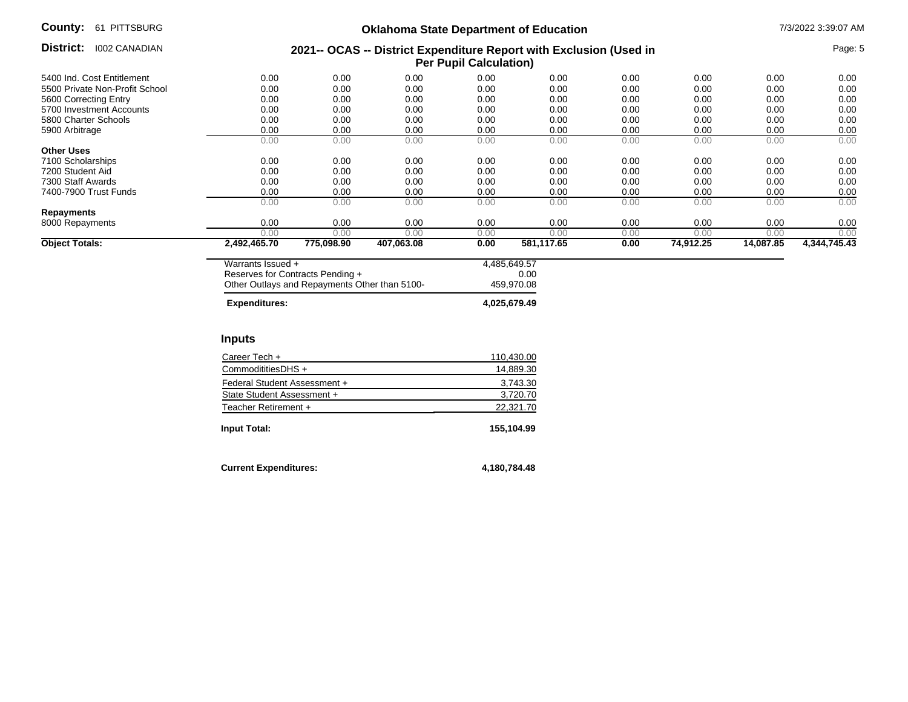| | | | | | | | | | |
|---|---|---|---|---|---|---|---|---|---|
| 5400 Ind. Cost Entitlement | 0.00 | 0.00 | 0.00 | 0.00 | 0.00 | 0.00 | 0.00 | 0.00 | 0.00 |
| 5500 Private Non-Profit School | 0.00 | 0.00 | 0.00 | 0.00 | 0.00 | 0.00 | 0.00 | 0.00 | 0.00 |
| 5600 Correcting Entry | 0.00 | 0.00 | 0.00 | 0.00 | 0.00 | 0.00 | 0.00 | 0.00 | 0.00 |
| 5700 Investment Accounts | 0.00 | 0.00 | 0.00 | 0.00 | 0.00 | 0.00 | 0.00 | 0.00 | 0.00 |
| 5800 Charter Schools | 0.00 | 0.00 | 0.00 | 0.00 | 0.00 | 0.00 | 0.00 | 0.00 | 0.00 |
| 5900 Arbitrage | 0.00 | 0.00 | 0.00 | 0.00 | 0.00 | 0.00 | 0.00 | 0.00 | 0.00 |
| | 0.00 | 0.00 | 0.00 | 0.00 | 0.00 | 0.00 | 0.00 | 0.00 | 0.00 |
| **Other Uses** | | | | | | | | | |
| 7100 Scholarships | 0.00 | 0.00 | 0.00 | 0.00 | 0.00 | 0.00 | 0.00 | 0.00 | 0.00 |
| 7200 Student Aid | 0.00 | 0.00 | 0.00 | 0.00 | 0.00 | 0.00 | 0.00 | 0.00 | 0.00 |
| 7300 Staff Awards | 0.00 | 0.00 | 0.00 | 0.00 | 0.00 | 0.00 | 0.00 | 0.00 | 0.00 |
| 7400-7900 Trust Funds | 0.00 | 0.00 | 0.00 | 0.00 | 0.00 | 0.00 | 0.00 | 0.00 | 0.00 |
| | 0.00 | 0.00 | 0.00 | 0.00 | 0.00 | 0.00 | 0.00 | 0.00 | 0.00 |
| **Repayments** | | | | | | | | | |
| 8000 Repayments | 0.00 | 0.00 | 0.00 | 0.00 | 0.00 | 0.00 | 0.00 | 0.00 | 0.00 |
| | 0.00 | 0.00 | 0.00 | 0.00 | 0.00 | 0.00 | 0.00 | 0.00 | 0.00 |
| **Object Totals:** | **2,492,465.70** | **775,098.90** | **407,063.08** | **0.00** | **581,117.65** | **0.00** | **74,912.25** | **14,087.85** | **4,344,745.43** |

| | |
|---|---|
| Warrants Issued + | 4,485,649.57 |
| Reserves for Contracts Pending + | 0.00 |
| Other Outlays and Repayments Other than 5100- | 459,970.08 |
| **Expenditures:** | **4,025,679.49** |

## Inputs

| | |
|---|---|
| Career Tech + | 110,430.00 |
| CommodititiesDHS + | 14,889.30 |
| Federal Student Assessment + | 3,743.30 |
| State Student Assessment + | 3,720.70 |
| Teacher Retirement + | 22,321.70 |
| **Input Total:** | **155,104.99** |

| | |
|---|---|
| **Current Expenditures:** | **4,180,784.48** |